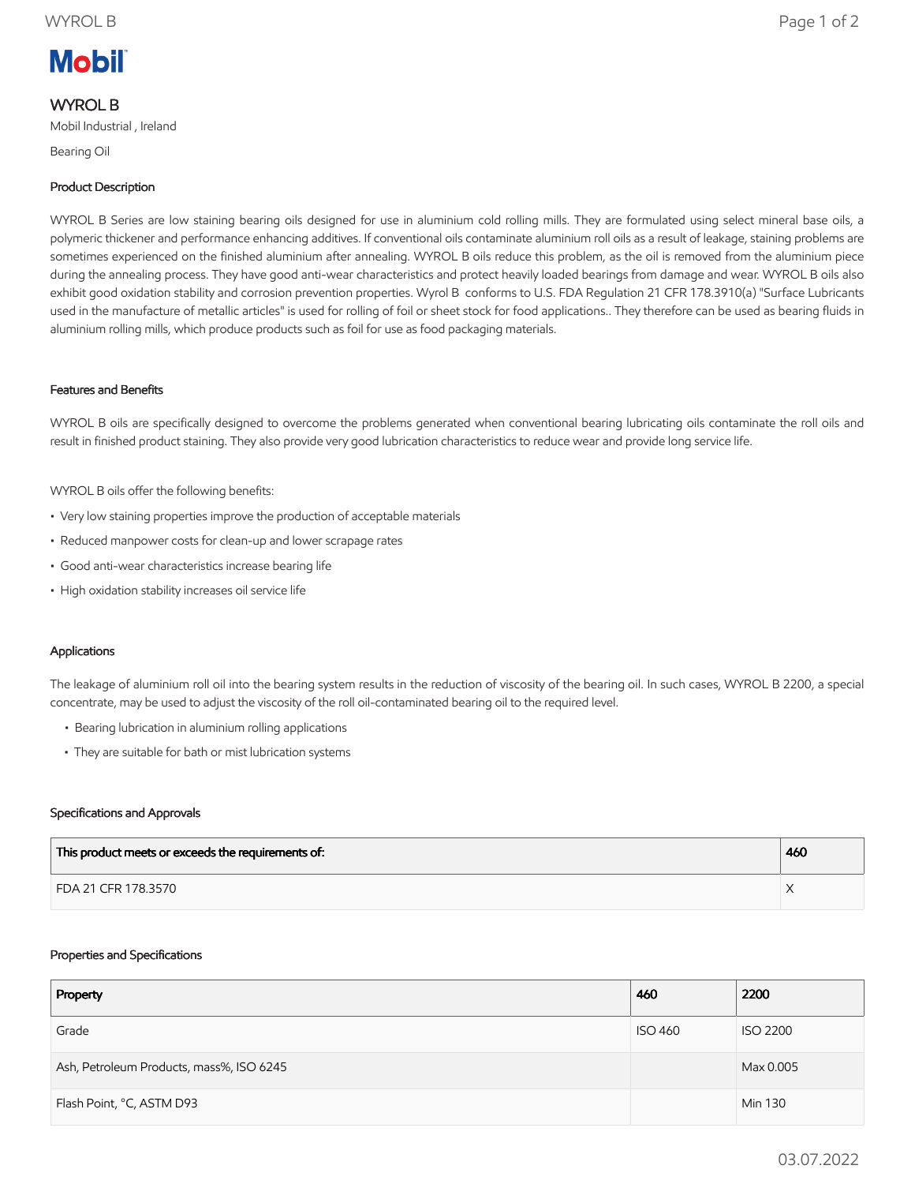# WYROL B

Mobil Industrial , Ireland

Bearing Oil

## Product Description

WYROL B Series are low staining bearing oils designed for use in aluminium cold rolling mills. They are formulated using select mineral base oils, a polymeric thickener and performance enhancing additives. If conventional oils contaminate aluminium roll oils as a result of leakage, staining problems are sometimes experienced on the finished aluminium after annealing. WYROL B oils reduce this problem, as the oil is removed from the aluminium piece during the annealing process. They have good anti-wear characteristics and protect heavily loaded bearings from damage and wear. WYROL B oils also exhibit good oxidation stability and corrosion prevention properties. Wyrol B conforms to U.S. FDA Regulation 21 CFR 178.3910(a) "Surface Lubricants used in the manufacture of metallic articles" is used for rolling of foil or sheet stock for food applications.. They therefore can be used as bearing fluids in aluminium rolling mills, which produce products such as foil for use as food packaging materials.

## Features and Benefits

WYROL B oils are specifically designed to overcome the problems generated when conventional bearing lubricating oils contaminate the roll oils and result in finished product staining. They also provide very good lubrication characteristics to reduce wear and provide long service life.

WYROL B oils offer the following benefits:

- Very low staining properties improve the production of acceptable materials
- Reduced manpower costs for clean-up and lower scrapage rates
- Good anti-wear characteristics increase bearing life
- High oxidation stability increases oil service life

## Applications

The leakage of aluminium roll oil into the bearing system results in the reduction of viscosity of the bearing oil. In such cases, WYROL B 2200, a special concentrate, may be used to adjust the viscosity of the roll oil-contaminated bearing oil to the required level.

- Bearing lubrication in aluminium rolling applications
- They are suitable for bath or mist lubrication systems

## Specifications and Approvals

| This product meets or exceeds the requirements of: | 460 |
| --- | --- |
| FDA 21 CFR 178.3570 | X |

## Properties and Specifications

| Property | 460 | 2200 |
| --- | --- | --- |
| Grade | ISO 460 | ISO 2200 |
| Ash, Petroleum Products, mass%, ISO 6245 | | Max 0.005 |
| Flash Point, °C, ASTM D93 | | Min 130 |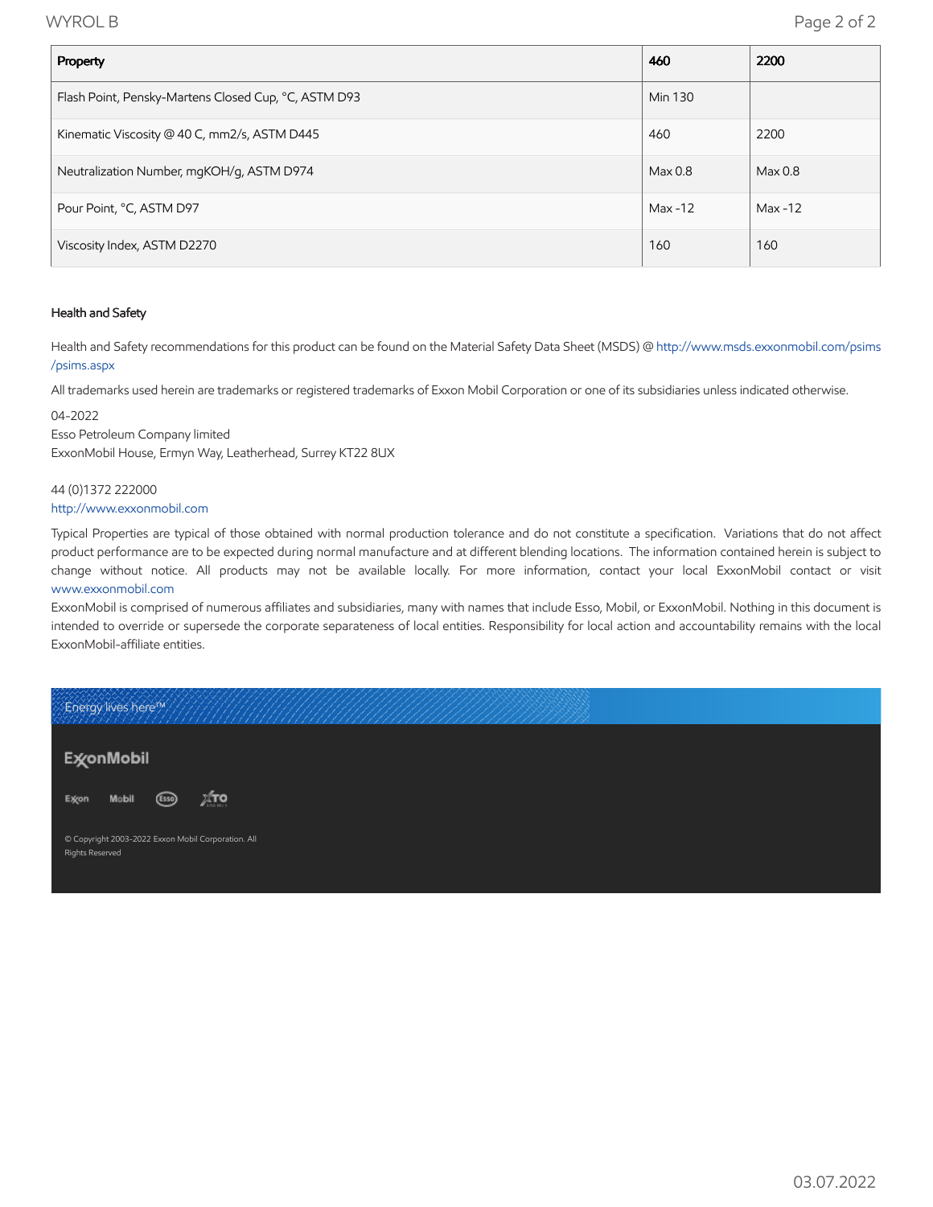| Property | 460 | 2200 |
|---|---|---|
| Flash Point, Pensky-Martens Closed Cup, °C, ASTM D93 | Min 130 | |
| Kinematic Viscosity @ 40 C, mm2/s, ASTM D445 | 460 | 2200 |
| Neutralization Number, mgKOH/g, ASTM D974 | Max 0.8 | Max 0.8 |
| Pour Point, °C, ASTM D97 | Max -12 | Max -12 |
| Viscosity Index, ASTM D2270 | 160 | 160 |

### Health and Safety

Health and Safety recommendations for this product can be found on the Material Safety Data Sheet (MSDS) @ http://www.msds.exxonmobil.com/psims/psims.aspx

All trademarks used herein are trademarks or registered trademarks of Exxon Mobil Corporation or one of its subsidiaries unless indicated otherwise.

04-2022
Esso Petroleum Company limited
ExxonMobil House, Ermyn Way, Leatherhead, Surrey KT22 8UX

44 (0)1372 222000
http://www.exxonmobil.com

Typical Properties are typical of those obtained with normal production tolerance and do not constitute a specification. Variations that do not affect product performance are to be expected during normal manufacture and at different blending locations. The information contained herein is subject to change without notice. All products may not be available locally. For more information, contact your local ExxonMobil contact or visit www.exxonmobil.com

ExxonMobil is comprised of numerous affiliates and subsidiaries, many with names that include Esso, Mobil, or ExxonMobil. Nothing in this document is intended to override or supersede the corporate separateness of local entities. Responsibility for local action and accountability remains with the local ExxonMobil-affiliate entities.

Energy lives here™

ExxonMobil

Exxon Mobil Esso XTO

© Copyright 2003-2022 Exxon Mobil Corporation. All Rights Reserved